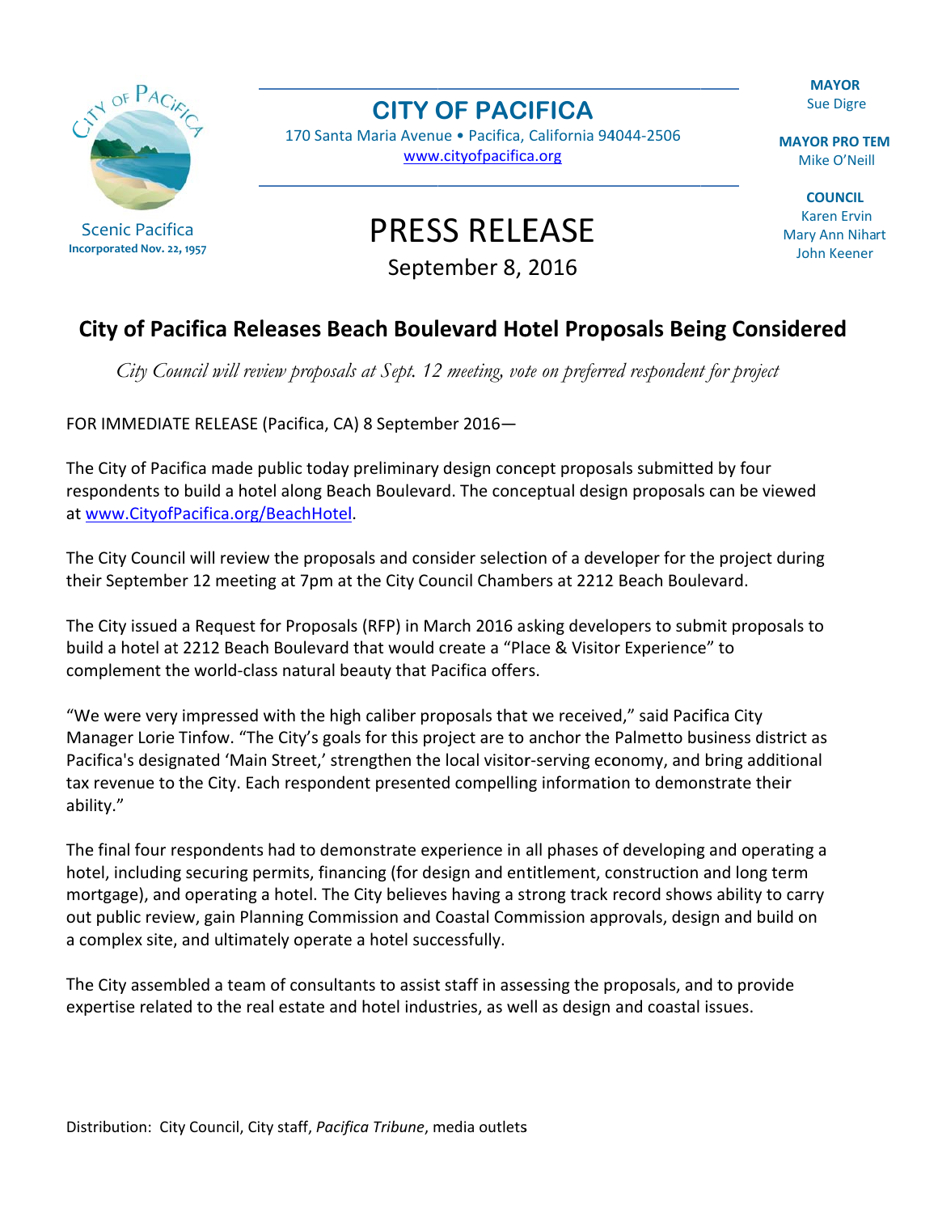Scenic Pacifica
**Incorporated Nov. 22, 1957**

# CITY OF PACIFICA

170 Santa Maria Avenue • Pacifica, California 94044-2506
www.cityofpacifica.org

**MAYOR**
Sue Digre

**MAYOR PRO TEM**
Mike O'Neill

**COUNCIL**
Karen Ervin
Mary Ann Nihart
John Keener

# PRESS RELEASE

September 8, 2016

## City of Pacifica Releases Beach Boulevard Hotel Proposals Being Considered

*City Council will review proposals at Sept. 12 meeting, vote on preferred respondent for project*

FOR IMMEDIATE RELEASE (Pacifica, CA) 8 September 2016—

The City of Pacifica made public today preliminary design concept proposals submitted by four respondents to build a hotel along Beach Boulevard. The conceptual design proposals can be viewed at www.CityofPacifica.org/BeachHotel.

The City Council will review the proposals and consider selection of a developer for the project during their September 12 meeting at 7pm at the City Council Chambers at 2212 Beach Boulevard.

The City issued a Request for Proposals (RFP) in March 2016 asking developers to submit proposals to build a hotel at 2212 Beach Boulevard that would create a "Place & Visitor Experience" to complement the world-class natural beauty that Pacifica offers.

"We were very impressed with the high caliber proposals that we received," said Pacifica City Manager Lorie Tinfow. "The City's goals for this project are to anchor the Palmetto business district as Pacifica's designated 'Main Street,' strengthen the local visitor-serving economy, and bring additional tax revenue to the City. Each respondent presented compelling information to demonstrate their ability."

The final four respondents had to demonstrate experience in all phases of developing and operating a hotel, including securing permits, financing (for design and entitlement, construction and long term mortgage), and operating a hotel. The City believes having a strong track record shows ability to carry out public review, gain Planning Commission and Coastal Commission approvals, design and build on a complex site, and ultimately operate a hotel successfully.

The City assembled a team of consultants to assist staff in assessing the proposals, and to provide expertise related to the real estate and hotel industries, as well as design and coastal issues.

Distribution: City Council, City staff, *Pacifica Tribune*, media outlets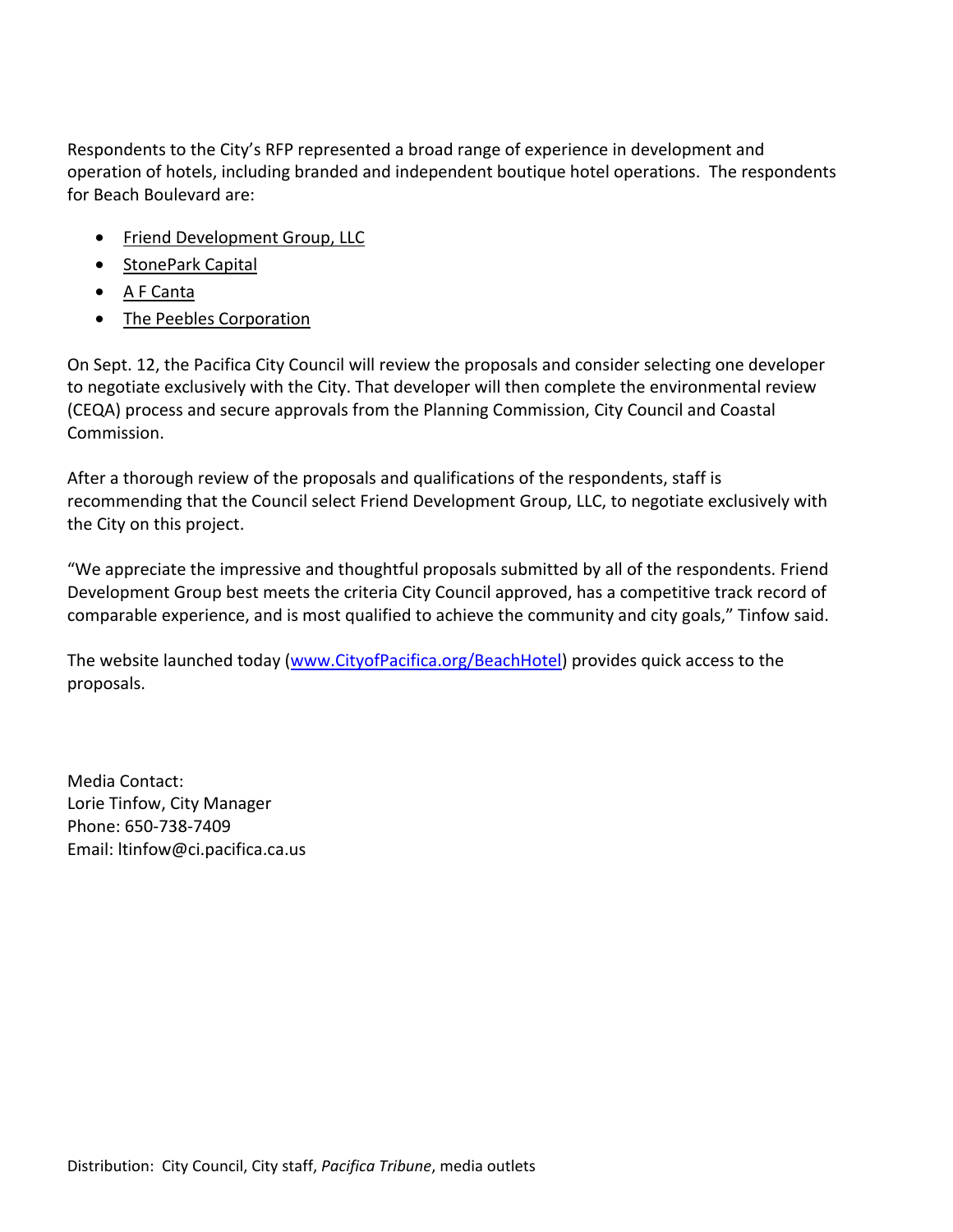Respondents to the City's RFP represented a broad range of experience in development and operation of hotels, including branded and independent boutique hotel operations. The respondents for Beach Boulevard are:

- Friend Development Group, LLC
- StonePark Capital
- A F Canta
- The Peebles Corporation

On Sept. 12, the Pacifica City Council will review the proposals and consider selecting one developer to negotiate exclusively with the City. That developer will then complete the environmental review (CEQA) process and secure approvals from the Planning Commission, City Council and Coastal Commission.

After a thorough review of the proposals and qualifications of the respondents, staff is recommending that the Council select Friend Development Group, LLC, to negotiate exclusively with the City on this project.

"We appreciate the impressive and thoughtful proposals submitted by all of the respondents. Friend Development Group best meets the criteria City Council approved, has a competitive track record of comparable experience, and is most qualified to achieve the community and city goals," Tinfow said.

The website launched today (www.CityofPacifica.org/BeachHotel) provides quick access to the proposals.

Media Contact:
Lorie Tinfow, City Manager
Phone: 650-738-7409
Email: ltinfow@ci.pacifica.ca.us

Distribution: City Council, City staff, *Pacifica Tribune*, media outlets